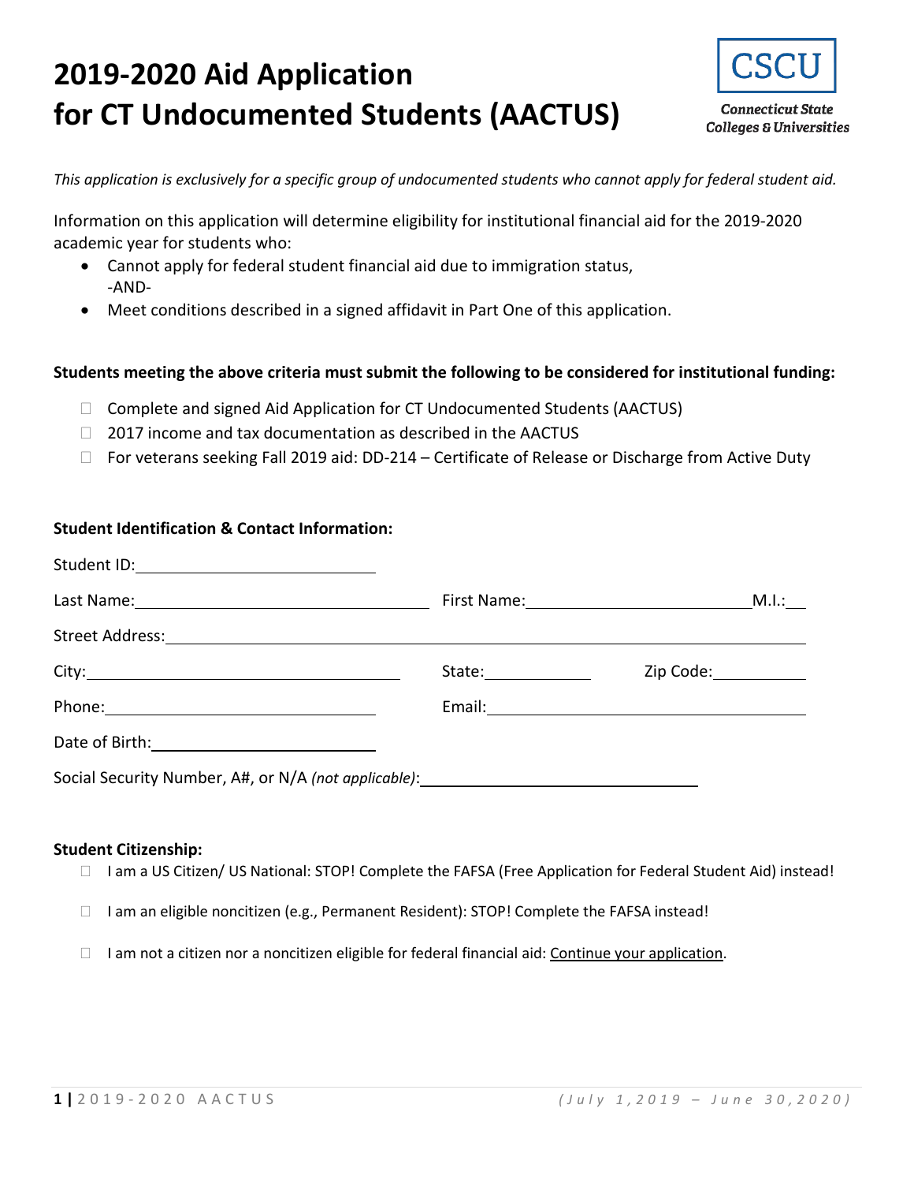# 2019-2020 Aid Application for CT Undocumented Students (AACTUS)

CSCU
Connecticut State Colleges & Universities

*This application is exclusively for a specific group of undocumented students who cannot apply for federal student aid.*

Information on this application will determine eligibility for institutional financial aid for the 2019-2020 academic year for students who:

- Cannot apply for federal student financial aid due to immigration status,
  -AND-
- Meet conditions described in a signed affidavit in Part One of this application.

**Students meeting the above criteria must submit the following to be considered for institutional funding:**

- ☐ Complete and signed Aid Application for CT Undocumented Students (AACTUS)
- ☐ 2017 income and tax documentation as described in the AACTUS
- ☐ For veterans seeking Fall 2019 aid: DD-214 – Certificate of Release or Discharge from Active Duty

**Student Identification & Contact Information:**

Student ID: ______________________

Last Name: ______________________ First Name: ______________________ M.I.: ___

Street Address: ______________________________________________

City: ______________________ State: __________ Zip Code: __________

Phone: ______________________ Email: ______________________

Date of Birth: ______________________

Social Security Number, A#, or N/A *(not applicable)*: ______________________

**Student Citizenship:**

- ☐ I am a US Citizen/ US National: STOP! Complete the FAFSA (Free Application for Federal Student Aid) instead!
- ☐ I am an eligible noncitizen (e.g., Permanent Resident): STOP! Complete the FAFSA instead!
- ☐ I am not a citizen nor a noncitizen eligible for federal financial aid: Continue your application.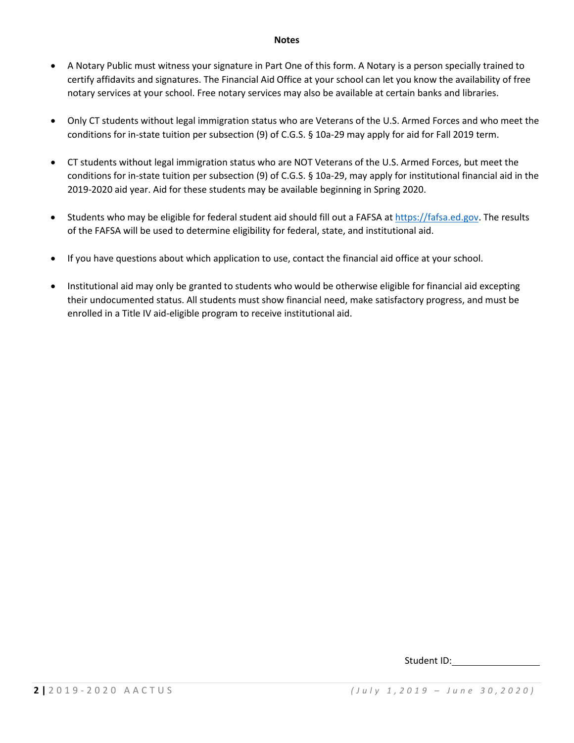## Notes

- A Notary Public must witness your signature in Part One of this form. A Notary is a person specially trained to certify affidavits and signatures. The Financial Aid Office at your school can let you know the availability of free notary services at your school. Free notary services may also be available at certain banks and libraries.

- Only CT students without legal immigration status who are Veterans of the U.S. Armed Forces and who meet the conditions for in-state tuition per subsection (9) of C.G.S. § 10a-29 may apply for aid for Fall 2019 term.

- CT students without legal immigration status who are NOT Veterans of the U.S. Armed Forces, but meet the conditions for in-state tuition per subsection (9) of C.G.S. § 10a-29, may apply for institutional financial aid in the 2019-2020 aid year. Aid for these students may be available beginning in Spring 2020.

- Students who may be eligible for federal student aid should fill out a FAFSA at [https://fafsa.ed.gov](https://fafsa.ed.gov). The results of the FAFSA will be used to determine eligibility for federal, state, and institutional aid.

- If you have questions about which application to use, contact the financial aid office at your school.

- Institutional aid may only be granted to students who would be otherwise eligible for financial aid excepting their undocumented status. All students must show financial need, make satisfactory progress, and must be enrolled in a Title IV aid-eligible program to receive institutional aid.

Student ID:_______________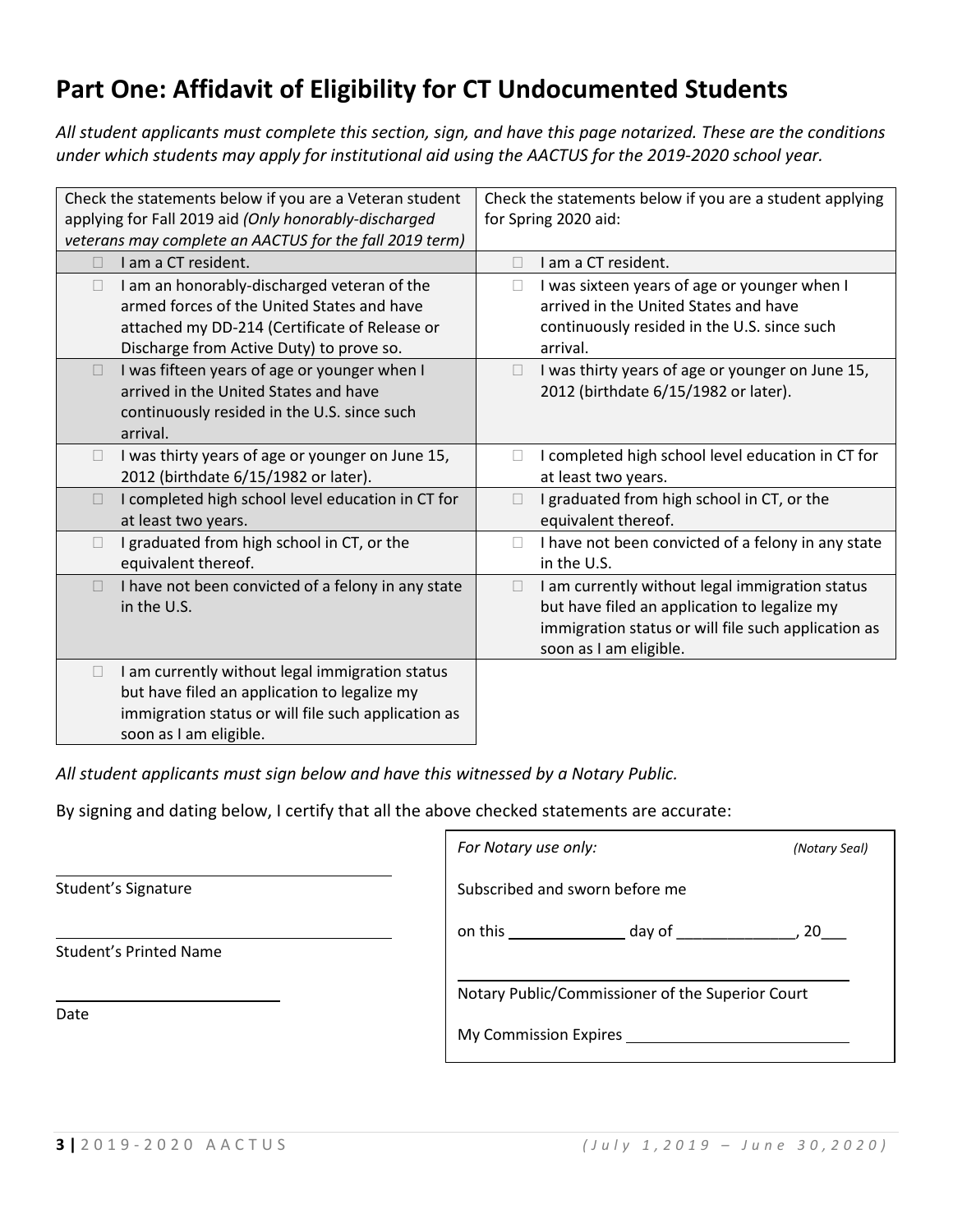## Part One: Affidavit of Eligibility for CT Undocumented Students

*All student applicants must complete this section, sign, and have this page notarized. These are the conditions under which students may apply for institutional aid using the AACTUS for the 2019-2020 school year.*

| Check the statements below if you are a Veteran student applying for Fall 2019 aid *(Only honorably-discharged veterans may complete an AACTUS for the fall 2019 term)* | Check the statements below if you are a student applying for Spring 2020 aid: |
|---|---|
| ☐ I am a CT resident. | ☐ I am a CT resident. |
| ☐ I am an honorably-discharged veteran of the armed forces of the United States and have attached my DD-214 (Certificate of Release or Discharge from Active Duty) to prove so. | ☐ I was sixteen years of age or younger when I arrived in the United States and have continuously resided in the U.S. since such arrival. |
| ☐ I was fifteen years of age or younger when I arrived in the United States and have continuously resided in the U.S. since such arrival. | ☐ I was thirty years of age or younger on June 15, 2012 (birthdate 6/15/1982 or later). |
| ☐ I was thirty years of age or younger on June 15, 2012 (birthdate 6/15/1982 or later). | ☐ I completed high school level education in CT for at least two years. |
| ☐ I completed high school level education in CT for at least two years. | ☐ I graduated from high school in CT, or the equivalent thereof. |
| ☐ I graduated from high school in CT, or the equivalent thereof. | ☐ I have not been convicted of a felony in any state in the U.S. |
| ☐ I have not been convicted of a felony in any state in the U.S. | ☐ I am currently without legal immigration status but have filed an application to legalize my immigration status or will file such application as soon as I am eligible. |
| ☐ I am currently without legal immigration status but have filed an application to legalize my immigration status or will file such application as soon as I am eligible. | |

*All student applicants must sign below and have this witnessed by a Notary Public.*

By signing and dating below, I certify that all the above checked statements are accurate:

______________________________
Student's Signature

______________________________
Student's Printed Name

____________________
Date

*For Notary use only:* *(Notary Seal)*

Subscribed and sworn before me

on this ____________ day of ______________, 20___

______________________________
Notary Public/Commissioner of the Superior Court

My Commission Expires ____________________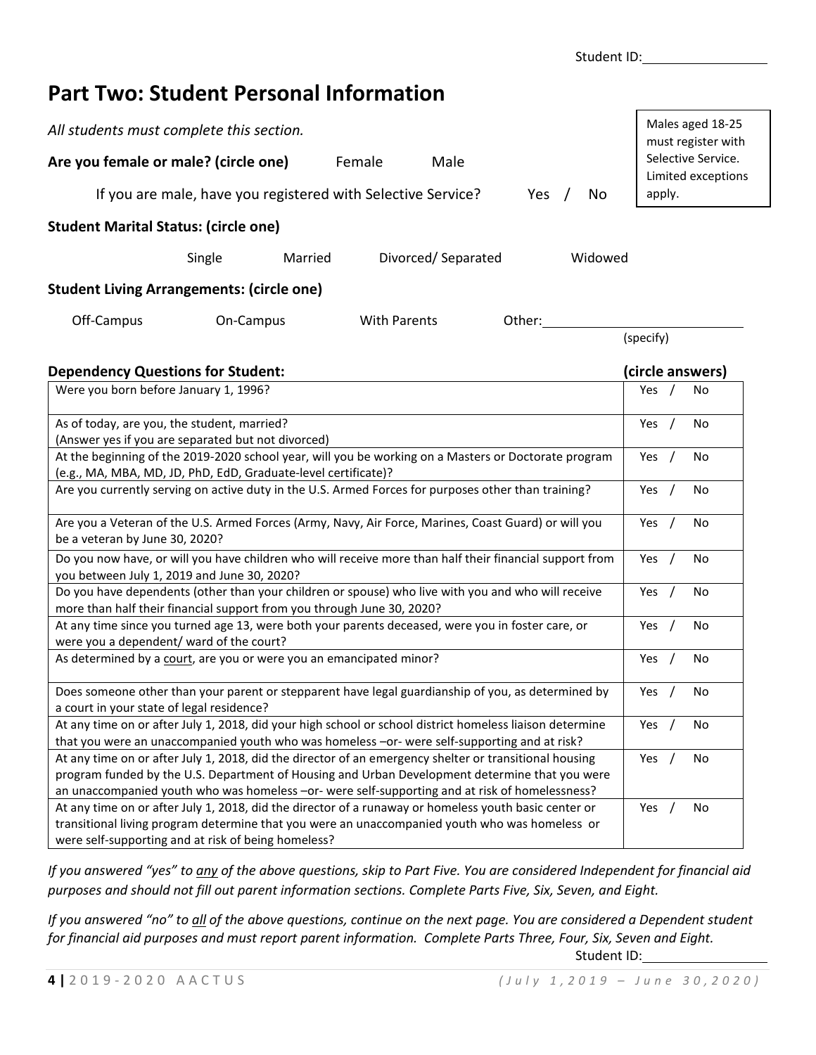Student ID:________________

## Part Two: Student Personal Information

*All students must complete this section.*

> Males aged 18-25 must register with Selective Service. Limited exceptions apply.

**Are you female or male? (circle one)** Female Male

If you are male, have you registered with Selective Service? Yes / No

**Student Marital Status: (circle one)**

Single Married Divorced/ Separated Widowed

**Student Living Arrangements: (circle one)**

Off-Campus On-Campus With Parents Other:________________ (specify)

| Dependency Questions for Student: | (circle answers) |
|---|---|
| Were you born before January 1, 1996? | Yes / No |
| As of today, are you, the student, married? (Answer yes if you are separated but not divorced) | Yes / No |
| At the beginning of the 2019-2020 school year, will you be working on a Masters or Doctorate program (e.g., MA, MBA, MD, JD, PhD, EdD, Graduate-level certificate)? | Yes / No |
| Are you currently serving on active duty in the U.S. Armed Forces for purposes other than training? | Yes / No |
| Are you a Veteran of the U.S. Armed Forces (Army, Navy, Air Force, Marines, Coast Guard) or will you be a veteran by June 30, 2020? | Yes / No |
| Do you now have, or will you have children who will receive more than half their financial support from you between July 1, 2019 and June 30, 2020? | Yes / No |
| Do you have dependents (other than your children or spouse) who live with you and who will receive more than half their financial support from you through June 30, 2020? | Yes / No |
| At any time since you turned age 13, were both your parents deceased, were you in foster care, or were you a dependent/ ward of the court? | Yes / No |
| As determined by a court, are you or were you an emancipated minor? | Yes / No |
| Does someone other than your parent or stepparent have legal guardianship of you, as determined by a court in your state of legal residence? | Yes / No |
| At any time on or after July 1, 2018, did your high school or school district homeless liaison determine that you were an unaccompanied youth who was homeless –or- were self-supporting and at risk? | Yes / No |
| At any time on or after July 1, 2018, did the director of an emergency shelter or transitional housing program funded by the U.S. Department of Housing and Urban Development determine that you were an unaccompanied youth who was homeless –or- were self-supporting and at risk of homelessness? | Yes / No |
| At any time on or after July 1, 2018, did the director of a runaway or homeless youth basic center or transitional living program determine that you were an unaccompanied youth who was homeless or were self-supporting and at risk of being homeless? | Yes / No |

*If you answered "yes" to any of the above questions, skip to Part Five. You are considered Independent for financial aid purposes and should not fill out parent information sections. Complete Parts Five, Six, Seven, and Eight.*

*If you answered "no" to all of the above questions, continue on the next page. You are considered a Dependent student for financial aid purposes and must report parent information. Complete Parts Three, Four, Six, Seven and Eight.*

Student ID:________________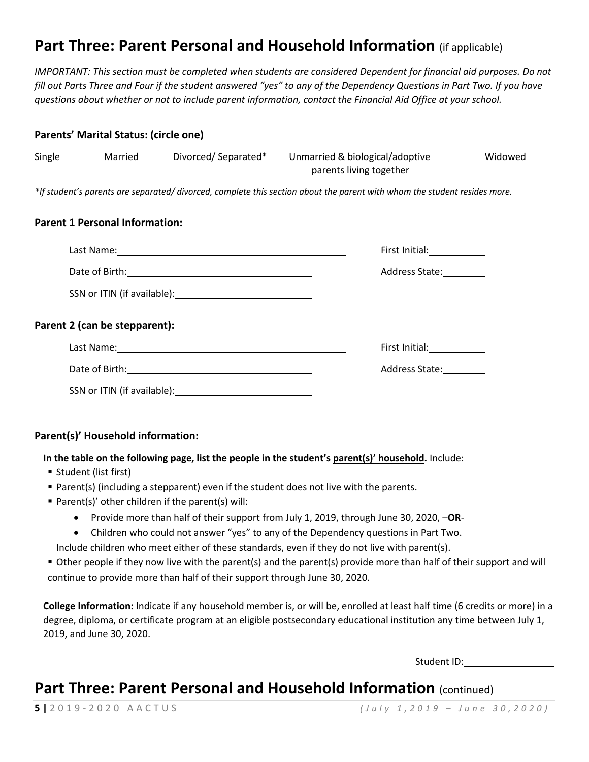# Part Three: Parent Personal and Household Information (if applicable)

*IMPORTANT: This section must be completed when students are considered Dependent for financial aid purposes. Do not fill out Parts Three and Four if the student answered "yes" to any of the Dependency Questions in Part Two. If you have questions about whether or not to include parent information, contact the Financial Aid Office at your school.*

**Parents' Marital Status: (circle one)**

Single Married Divorced/ Separated* Unmarried & biological/adoptive parents living together Widowed

*\*If student's parents are separated/ divorced, complete this section about the parent with whom the student resides more.*

**Parent 1 Personal Information:**

Last Name:\_\_\_\_\_\_\_\_\_\_\_\_\_\_\_\_\_\_\_\_\_\_\_\_\_\_\_\_ First Initial:\_\_\_\_\_\_\_\_

Date of Birth:\_\_\_\_\_\_\_\_\_\_\_\_\_\_\_\_\_\_\_\_\_\_\_\_ Address State:\_\_\_\_\_\_\_

SSN or ITIN (if available):\_\_\_\_\_\_\_\_\_\_\_\_\_\_\_\_

**Parent 2 (can be stepparent):**

Last Name:\_\_\_\_\_\_\_\_\_\_\_\_\_\_\_\_\_\_\_\_\_\_\_\_\_\_\_\_ First Initial:\_\_\_\_\_\_\_\_

Date of Birth:\_\_\_\_\_\_\_\_\_\_\_\_\_\_\_\_\_\_\_\_\_\_\_\_ Address State:\_\_\_\_\_\_\_

SSN or ITIN (if available):\_\_\_\_\_\_\_\_\_\_\_\_\_\_\_\_

**Parent(s)' Household information:**

**In the table on the following page, list the people in the student's parent(s)' household.** Include:

- Student (list first)
- Parent(s) (including a stepparent) even if the student does not live with the parents.
- Parent(s)' other children if the parent(s) will:
  - Provide more than half of their support from July 1, 2019, through June 30, 2020, –**OR**-
  - Children who could not answer "yes" to any of the Dependency questions in Part Two.

  Include children who meet either of these standards, even if they do not live with parent(s).
- Other people if they now live with the parent(s) and the parent(s) provide more than half of their support and will continue to provide more than half of their support through June 30, 2020.

**College Information:** Indicate if any household member is, or will be, enrolled at least half time (6 credits or more) in a degree, diploma, or certificate program at an eligible postsecondary educational institution any time between July 1, 2019, and June 30, 2020.

Student ID:\_\_\_\_\_\_\_\_\_\_\_\_

# Part Three: Parent Personal and Household Information (continued)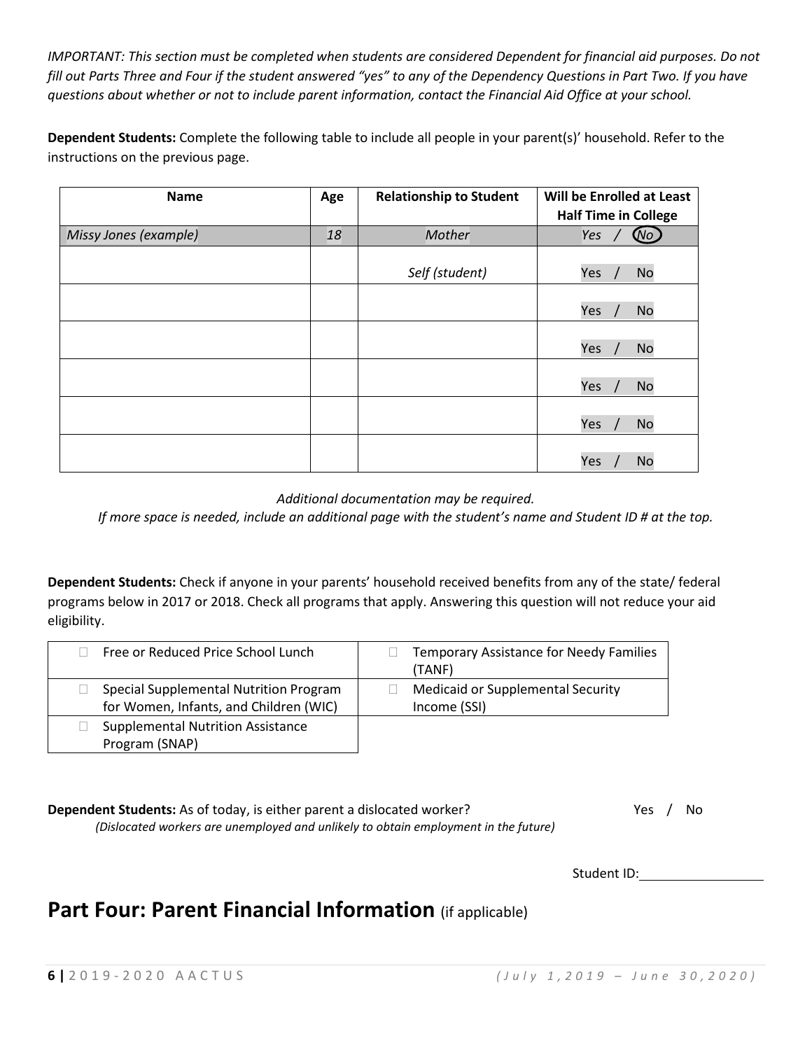*IMPORTANT: This section must be completed when students are considered Dependent for financial aid purposes. Do not fill out Parts Three and Four if the student answered "yes" to any of the Dependency Questions in Part Two. If you have questions about whether or not to include parent information, contact the Financial Aid Office at your school.*

**Dependent Students:** Complete the following table to include all people in your parent(s)' household. Refer to the instructions on the previous page.

| Name | Age | Relationship to Student | Will be Enrolled at Least Half Time in College |
|---|---|---|---|
| *Missy Jones (example)* | *18* | *Mother* | *Yes / No* (No circled) |
| | | *Self (student)* | Yes / No |
| | | | Yes / No |
| | | | Yes / No |
| | | | Yes / No |
| | | | Yes / No |
| | | | Yes / No |

*Additional documentation may be required.*
*If more space is needed, include an additional page with the student's name and Student ID # at the top.*

**Dependent Students:** Check if anyone in your parents' household received benefits from any of the state/ federal programs below in 2017 or 2018. Check all programs that apply. Answering this question will not reduce your aid eligibility.

| | |
|---|---|
| ☐ Free or Reduced Price School Lunch | ☐ Temporary Assistance for Needy Families (TANF) |
| ☐ Special Supplemental Nutrition Program for Women, Infants, and Children (WIC) | ☐ Medicaid or Supplemental Security Income (SSI) |
| ☐ Supplemental Nutrition Assistance Program (SNAP) | |

**Dependent Students:** As of today, is either parent a dislocated worker? Yes / No
*(Dislocated workers are unemployed and unlikely to obtain employment in the future)*

Student ID:_______________

## Part Four: Parent Financial Information (if applicable)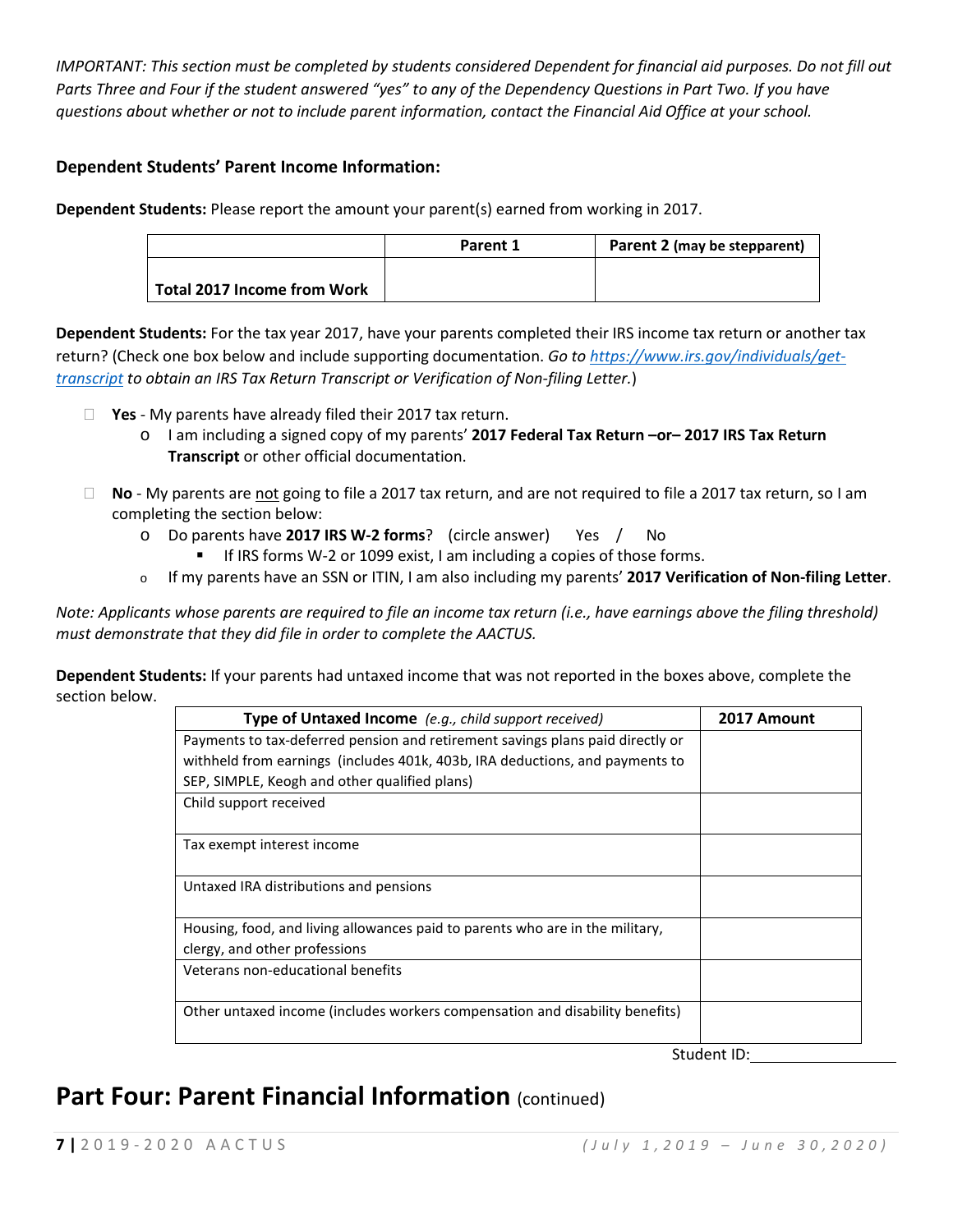*IMPORTANT: This section must be completed by students considered Dependent for financial aid purposes. Do not fill out Parts Three and Four if the student answered "yes" to any of the Dependency Questions in Part Two. If you have questions about whether or not to include parent information, contact the Financial Aid Office at your school.*

### Dependent Students' Parent Income Information:

**Dependent Students:** Please report the amount your parent(s) earned from working in 2017.

| | Parent 1 | Parent 2 (may be stepparent) |
|---|---|---|
| **Total 2017 Income from Work** | | |

**Dependent Students:** For the tax year 2017, have your parents completed their IRS income tax return or another tax return? (Check one box below and include supporting documentation. *Go to https://www.irs.gov/individuals/get-transcript to obtain an IRS Tax Return Transcript or Verification of Non-filing Letter.*)

- ☐ **Yes** - My parents have already filed their 2017 tax return.
  - I am including a signed copy of my parents' **2017 Federal Tax Return –or– 2017 IRS Tax Return Transcript** or other official documentation.
- ☐ **No** - My parents are not going to file a 2017 tax return, and are not required to file a 2017 tax return, so I am completing the section below:
  - Do parents have **2017 IRS W-2 forms**? (circle answer) Yes / No
    - If IRS forms W-2 or 1099 exist, I am including a copies of those forms.
  - If my parents have an SSN or ITIN, I am also including my parents' **2017 Verification of Non-filing Letter**.

*Note: Applicants whose parents are required to file an income tax return (i.e., have earnings above the filing threshold) must demonstrate that they did file in order to complete the AACTUS.*

**Dependent Students:** If your parents had untaxed income that was not reported in the boxes above, complete the section below.

| **Type of Untaxed Income** *(e.g., child support received)* | **2017 Amount** |
|---|---|
| Payments to tax-deferred pension and retirement savings plans paid directly or withheld from earnings (includes 401k, 403b, IRA deductions, and payments to SEP, SIMPLE, Keogh and other qualified plans) | |
| Child support received | |
| Tax exempt interest income | |
| Untaxed IRA distributions and pensions | |
| Housing, food, and living allowances paid to parents who are in the military, clergy, and other professions | |
| Veterans non-educational benefits | |
| Other untaxed income (includes workers compensation and disability benefits) | |

Student ID: ____________

# Part Four: Parent Financial Information (continued)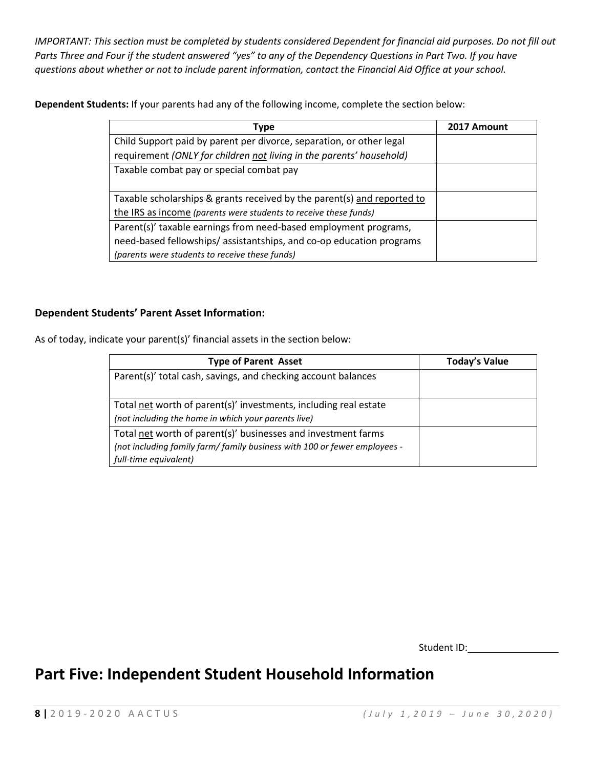*IMPORTANT: This section must be completed by students considered Dependent for financial aid purposes. Do not fill out Parts Three and Four if the student answered "yes" to any of the Dependency Questions in Part Two. If you have questions about whether or not to include parent information, contact the Financial Aid Office at your school.*

**Dependent Students:** If your parents had any of the following income, complete the section below:

| Type | 2017 Amount |
|---|---|
| Child Support paid by parent per divorce, separation, or other legal requirement *(ONLY for children not living in the parents' household)* | |
| Taxable combat pay or special combat pay | |
| Taxable scholarships & grants received by the parent(s) and reported to the IRS as income *(parents were students to receive these funds)* | |
| Parent(s)' taxable earnings from need-based employment programs, need-based fellowships/ assistantships, and co-op education programs *(parents were students to receive these funds)* | |

**Dependent Students' Parent Asset Information:**

As of today, indicate your parent(s)' financial assets in the section below:

| Type of Parent Asset | Today's Value |
|---|---|
| Parent(s)' total cash, savings, and checking account balances | |
| Total net worth of parent(s)' investments, including real estate *(not including the home in which your parents live)* | |
| Total net worth of parent(s)' businesses and investment farms *(not including family farm/ family business with 100 or fewer employees - full-time equivalent)* | |

Student ID:\_\_\_\_\_\_\_\_\_\_\_\_\_\_\_\_

# Part Five: Independent Student Household Information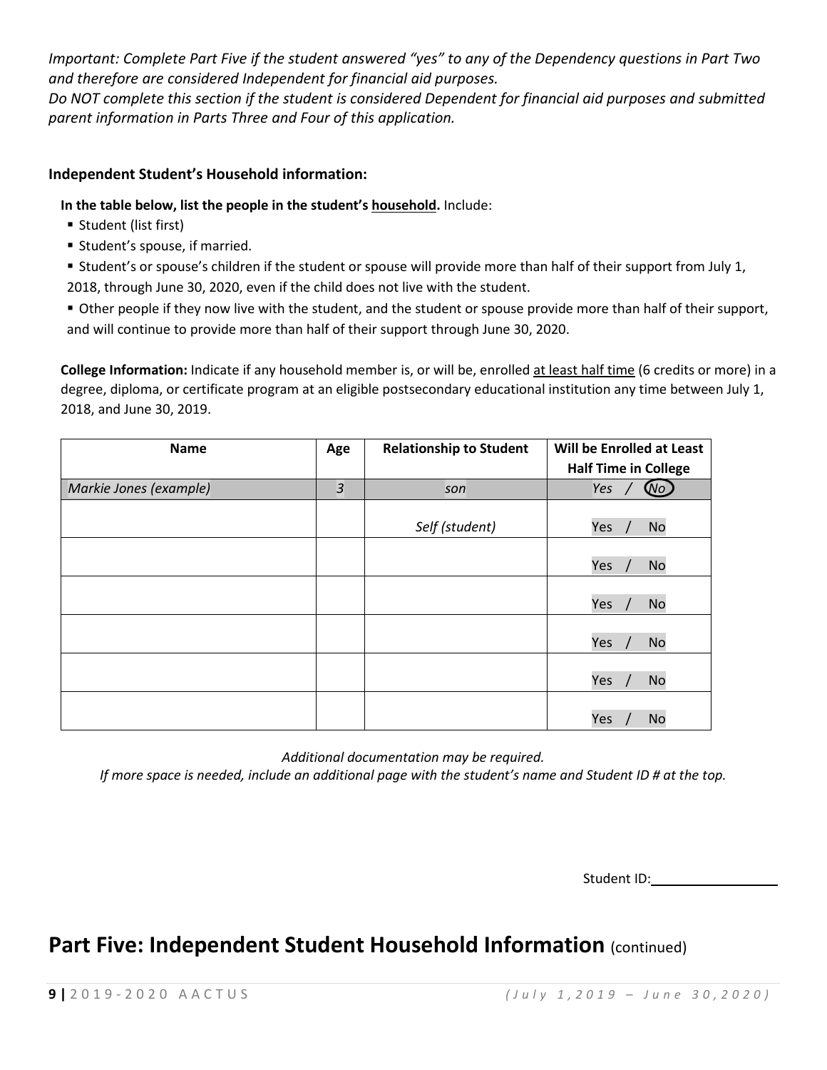*Important: Complete Part Five if the student answered "yes" to any of the Dependency questions in Part Two and therefore are considered Independent for financial aid purposes.*
*Do NOT complete this section if the student is considered Dependent for financial aid purposes and submitted parent information in Parts Three and Four of this application.*

**Independent Student's Household information:**

**In the table below, list the people in the student's household.** Include:

- Student (list first)
- Student's spouse, if married.
- Student's or spouse's children if the student or spouse will provide more than half of their support from July 1, 2018, through June 30, 2020, even if the child does not live with the student.
- Other people if they now live with the student, and the student or spouse provide more than half of their support, and will continue to provide more than half of their support through June 30, 2020.

**College Information:** Indicate if any household member is, or will be, enrolled at least half time (6 credits or more) in a degree, diploma, or certificate program at an eligible postsecondary educational institution any time between July 1, 2018, and June 30, 2019.

| Name | Age | Relationship to Student | Will be Enrolled at Least Half Time in College |
|---|---|---|---|
| *Markie Jones (example)* | *3* | *son* | *Yes / (No)* |
| | | *Self (student)* | Yes / No |
| | | | Yes / No |
| | | | Yes / No |
| | | | Yes / No |
| | | | Yes / No |
| | | | Yes / No |

*Additional documentation may be required.*
*If more space is needed, include an additional page with the student's name and Student ID # at the top.*

Student ID: ______________

## Part Five: Independent Student Household Information (continued)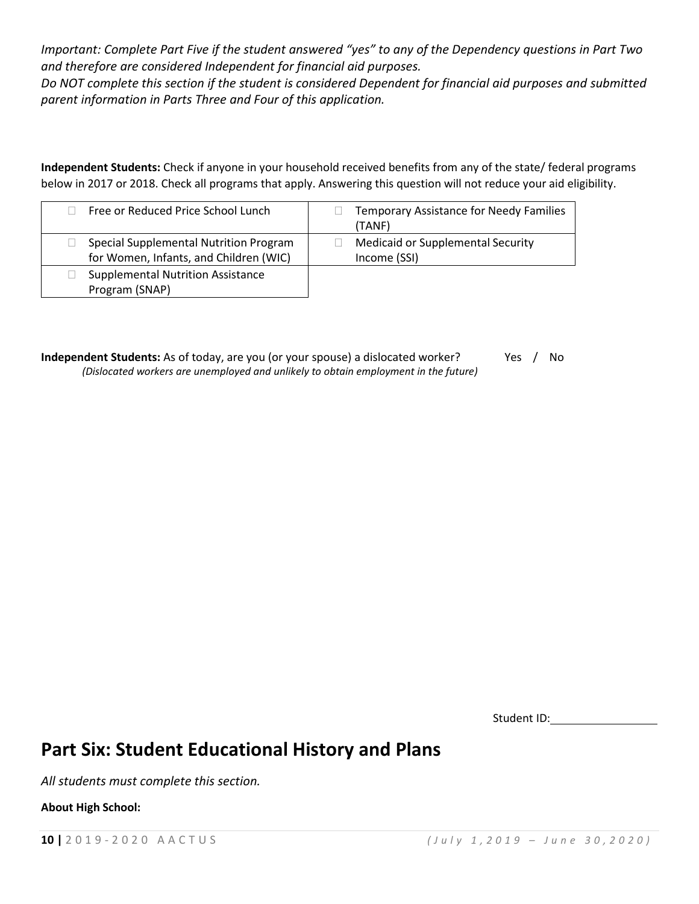*Important: Complete Part Five if the student answered "yes" to any of the Dependency questions in Part Two and therefore are considered Independent for financial aid purposes.*
*Do NOT complete this section if the student is considered Dependent for financial aid purposes and submitted parent information in Parts Three and Four of this application.*

**Independent Students:** Check if anyone in your household received benefits from any of the state/ federal programs below in 2017 or 2018. Check all programs that apply. Answering this question will not reduce your aid eligibility.

| | |
|---|---|
| ☐ Free or Reduced Price School Lunch | ☐ Temporary Assistance for Needy Families (TANF) |
| ☐ Special Supplemental Nutrition Program for Women, Infants, and Children (WIC) | ☐ Medicaid or Supplemental Security Income (SSI) |
| ☐ Supplemental Nutrition Assistance Program (SNAP) | |

**Independent Students:** As of today, are you (or your spouse) a dislocated worker? Yes / No
*(Dislocated workers are unemployed and unlikely to obtain employment in the future)*

Student ID:_______________

## Part Six: Student Educational History and Plans

*All students must complete this section.*

**About High School:**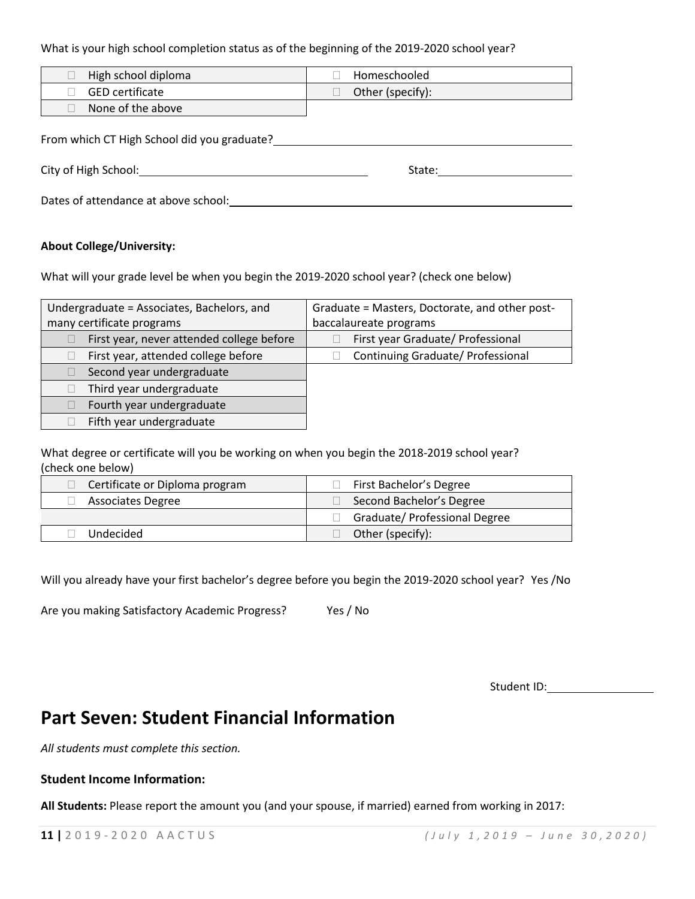What is your high school completion status as of the beginning of the 2019-2020 school year?

| | |
|---|---|
| ☐ High school diploma | ☐ Homeschooled |
| ☐ GED certificate | ☐ Other (specify): |
| ☐ None of the above | |

From which CT High School did you graduate? ___________________________

City of High School: ___________________________ State: _______________

Dates of attendance at above school: ___________________________

**About College/University:**

What will your grade level be when you begin the 2019-2020 school year? (check one below)

| Undergraduate = Associates, Bachelors, and many certificate programs | Graduate = Masters, Doctorate, and other post-baccalaureate programs |
|---|---|
| ☐ First year, never attended college before | ☐ First year Graduate/ Professional |
| ☐ First year, attended college before | ☐ Continuing Graduate/ Professional |
| ☐ Second year undergraduate | |
| ☐ Third year undergraduate | |
| ☐ Fourth year undergraduate | |
| ☐ Fifth year undergraduate | |

What degree or certificate will you be working on when you begin the 2018-2019 school year? (check one below)

| | |
|---|---|
| ☐ Certificate or Diploma program | ☐ First Bachelor's Degree |
| ☐ Associates Degree | ☐ Second Bachelor's Degree |
| | ☐ Graduate/ Professional Degree |
| ☐ Undecided | ☐ Other (specify): |

Will you already have your first bachelor's degree before you begin the 2019-2020 school year? Yes /No

Are you making Satisfactory Academic Progress? Yes / No

Student ID: _______________

# Part Seven: Student Financial Information

*All students must complete this section.*

### Student Income Information:

**All Students:** Please report the amount you (and your spouse, if married) earned from working in 2017: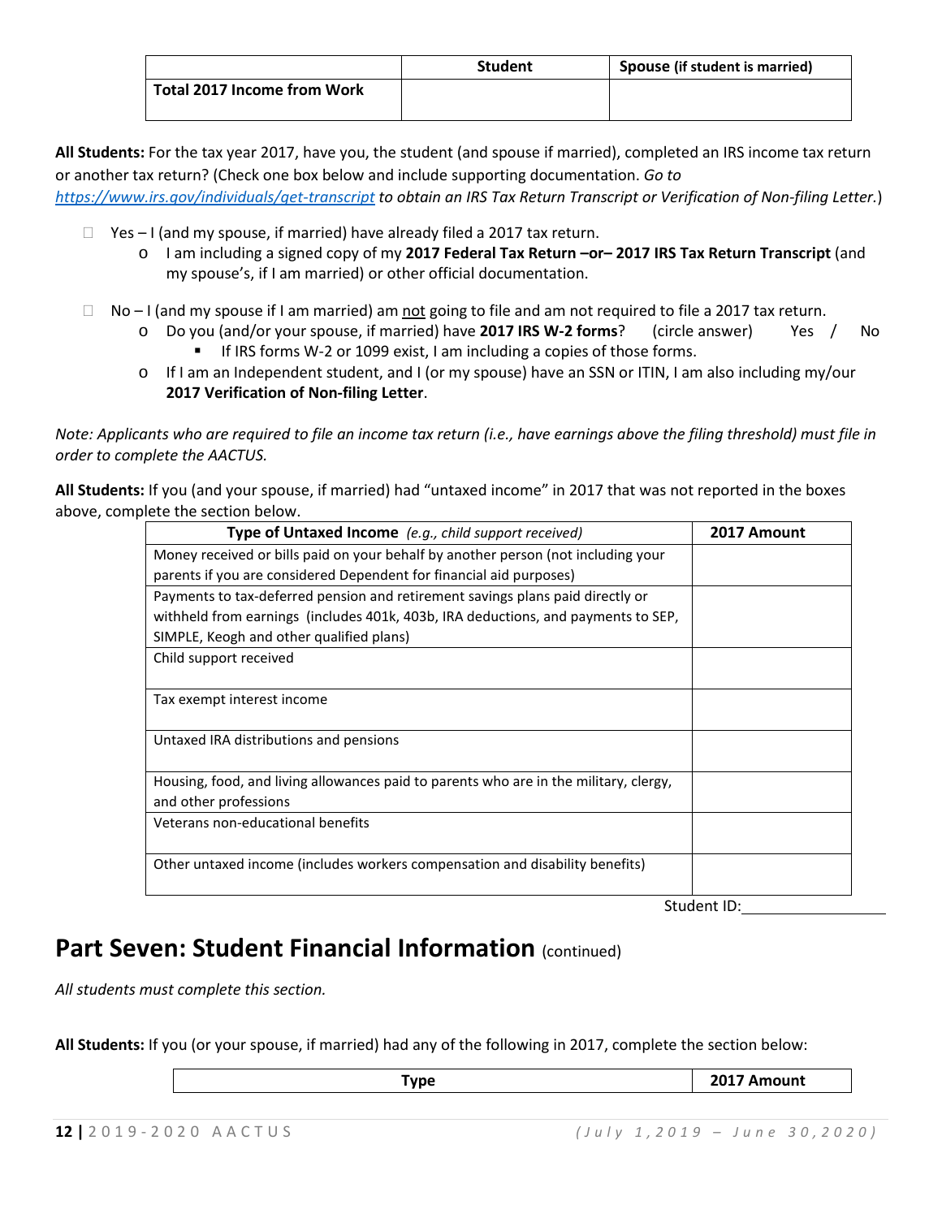| | Student | Spouse (if student is married) |
|---|---|---|
| **Total 2017 Income from Work** | | |

**All Students:** For the tax year 2017, have you, the student (and spouse if married), completed an IRS income tax return or another tax return? (Check one box below and include supporting documentation. *Go to https://www.irs.gov/individuals/get-transcript to obtain an IRS Tax Return Transcript or Verification of Non-filing Letter.*)

- ☐ Yes – I (and my spouse, if married) have already filed a 2017 tax return.
  - o I am including a signed copy of my **2017 Federal Tax Return –or– 2017 IRS Tax Return Transcript** (and my spouse's, if I am married) or other official documentation.

- ☐ No – I (and my spouse if I am married) am not going to file and am not required to file a 2017 tax return.
  - o Do you (and/or your spouse, if married) have **2017 IRS W-2 forms**? (circle answer) Yes / No
    - ▪ If IRS forms W-2 or 1099 exist, I am including a copies of those forms.
  - o If I am an Independent student, and I (or my spouse) have an SSN or ITIN, I am also including my/our **2017 Verification of Non-filing Letter**.

*Note: Applicants who are required to file an income tax return (i.e., have earnings above the filing threshold) must file in order to complete the AACTUS.*

**All Students:** If you (and your spouse, if married) had "untaxed income" in 2017 that was not reported in the boxes above, complete the section below.

| **Type of Untaxed Income** *(e.g., child support received)* | **2017 Amount** |
|---|---|
| Money received or bills paid on your behalf by another person (not including your parents if you are considered Dependent for financial aid purposes) | |
| Payments to tax-deferred pension and retirement savings plans paid directly or withheld from earnings (includes 401k, 403b, IRA deductions, and payments to SEP, SIMPLE, Keogh and other qualified plans) | |
| Child support received | |
| Tax exempt interest income | |
| Untaxed IRA distributions and pensions | |
| Housing, food, and living allowances paid to parents who are in the military, clergy, and other professions | |
| Veterans non-educational benefits | |
| Other untaxed income (includes workers compensation and disability benefits) | |

Student ID:\_\_\_\_\_\_\_\_\_\_\_\_\_\_\_\_

## Part Seven: Student Financial Information (continued)

*All students must complete this section.*

**All Students:** If you (or your spouse, if married) had any of the following in 2017, complete the section below:

| Type | 2017 Amount |
|---|---|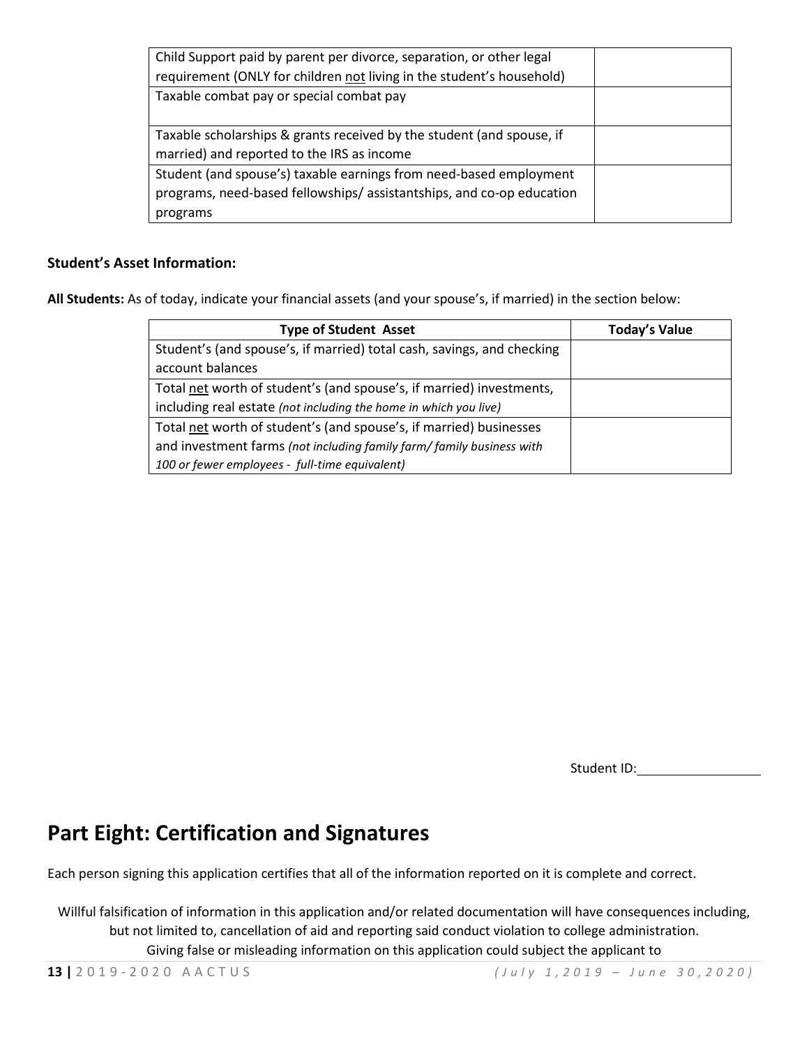| | |
|---|---|
| Child Support paid by parent per divorce, separation, or other legal requirement (ONLY for children <u>not</u> living in the student's household) | |
| Taxable combat pay or special combat pay | |
| Taxable scholarships & grants received by the student (and spouse, if married) and reported to the IRS as income | |
| Student (and spouse's) taxable earnings from need-based employment programs, need-based fellowships/ assistantships, and co-op education programs | |

**Student's Asset Information:**

**All Students:** As of today, indicate your financial assets (and your spouse's, if married) in the section below:

| Type of Student Asset | Today's Value |
|---|---|
| Student's (and spouse's, if married) total cash, savings, and checking account balances | |
| Total net worth of student's (and spouse's, if married) investments, including real estate *(not including the home in which you live)* | |
| Total net worth of student's (and spouse's, if married) businesses and investment farms *(not including family farm/ family business with 100 or fewer employees - full-time equivalent)* | |

Student ID: ________________

## Part Eight: Certification and Signatures

Each person signing this application certifies that all of the information reported on it is complete and correct.

Willful falsification of information in this application and/or related documentation will have consequences including, but not limited to, cancellation of aid and reporting said conduct violation to college administration.
Giving false or misleading information on this application could subject the applicant to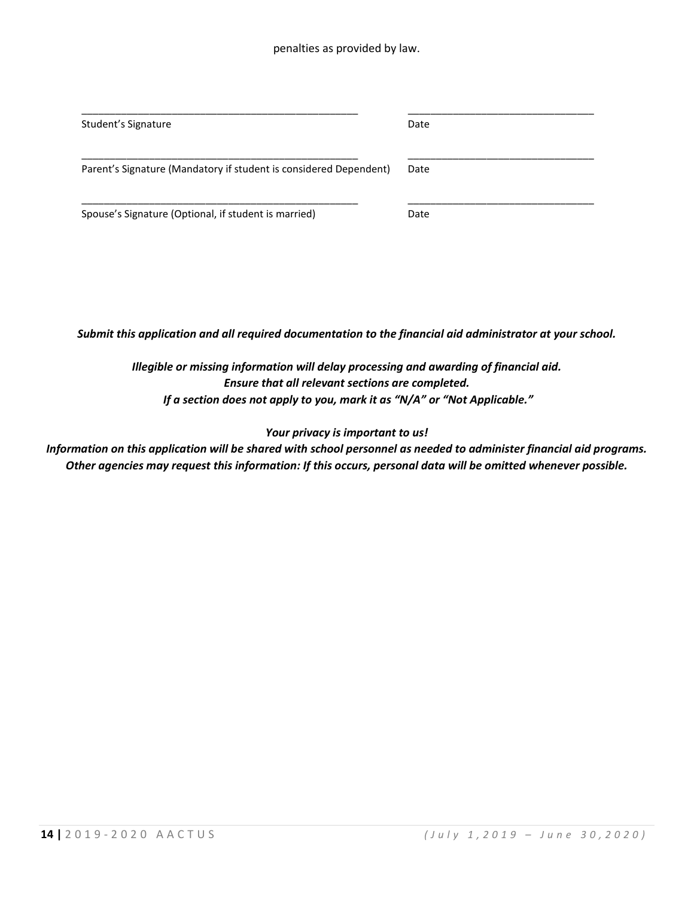penalties as provided by law.

| | |
|---|---|
| ___________________________________________________ | ________________________________ |
| Student's Signature | Date |
| ___________________________________________________ | ________________________________ |
| Parent's Signature (Mandatory if student is considered Dependent) | Date |
| ___________________________________________________ | ________________________________ |
| Spouse's Signature (Optional, if student is married) | Date |

***Submit this application and all required documentation to the financial aid administrator at your school.***

***Illegible or missing information will delay processing and awarding of financial aid.***
***Ensure that all relevant sections are completed.***
***If a section does not apply to you, mark it as "N/A" or "Not Applicable."***

***Your privacy is important to us!***
***Information on this application will be shared with school personnel as needed to administer financial aid programs. Other agencies may request this information: If this occurs, personal data will be omitted whenever possible.***